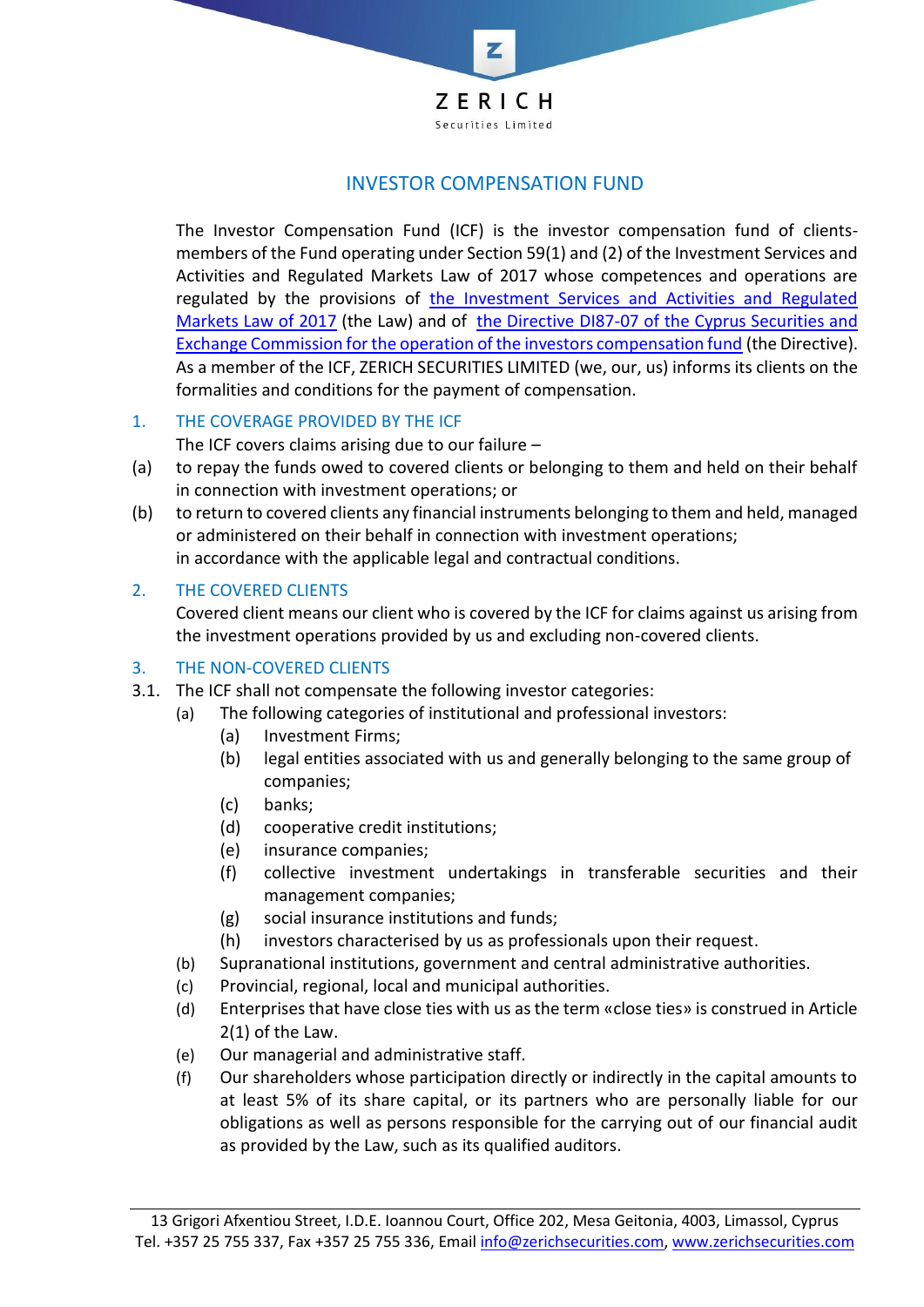ZERICH

Securities Limited

# INVESTOR COMPENSATION FUND

The Investor Compensation Fund (ICF) is the investor compensation fund of clients-members of the Fund operating under Section 59(1) and (2) of the Investment Services and Activities and Regulated Markets Law of 2017 whose competences and operations are regulated by the provisions of the Investment Services and Activities and Regulated Markets Law of 2017 (the Law) and of the Directive DI87-07 of the Cyprus Securities and Exchange Commission for the operation of the investors compensation fund (the Directive). As a member of the ICF, ZERICH SECURITIES LIMITED (we, our, us) informs its clients on the formalities and conditions for the payment of compensation.

## 1. THE COVERAGE PROVIDED BY THE ICF

The ICF covers claims arising due to our failure –

(a) to repay the funds owed to covered clients or belonging to them and held on their behalf in connection with investment operations; or

(b) to return to covered clients any financial instruments belonging to them and held, managed or administered on their behalf in connection with investment operations;

in accordance with the applicable legal and contractual conditions.

## 2. THE COVERED CLIENTS

Covered client means our client who is covered by the ICF for claims against us arising from the investment operations provided by us and excluding non-covered clients.

## 3. THE NON-COVERED CLIENTS

3.1. The ICF shall not compensate the following investor categories:

- (a) The following categories of institutional and professional investors:
  - (a) Investment Firms;
  - (b) legal entities associated with us and generally belonging to the same group of companies;
  - (c) banks;
  - (d) cooperative credit institutions;
  - (e) insurance companies;
  - (f) collective investment undertakings in transferable securities and their management companies;
  - (g) social insurance institutions and funds;
  - (h) investors characterised by us as professionals upon their request.
- (b) Supranational institutions, government and central administrative authorities.
- (c) Provincial, regional, local and municipal authorities.
- (d) Enterprises that have close ties with us as the term «close ties» is construed in Article 2(1) of the Law.
- (e) Our managerial and administrative staff.
- (f) Our shareholders whose participation directly or indirectly in the capital amounts to at least 5% of its share capital, or its partners who are personally liable for our obligations as well as persons responsible for the carrying out of our financial audit as provided by the Law, such as its qualified auditors.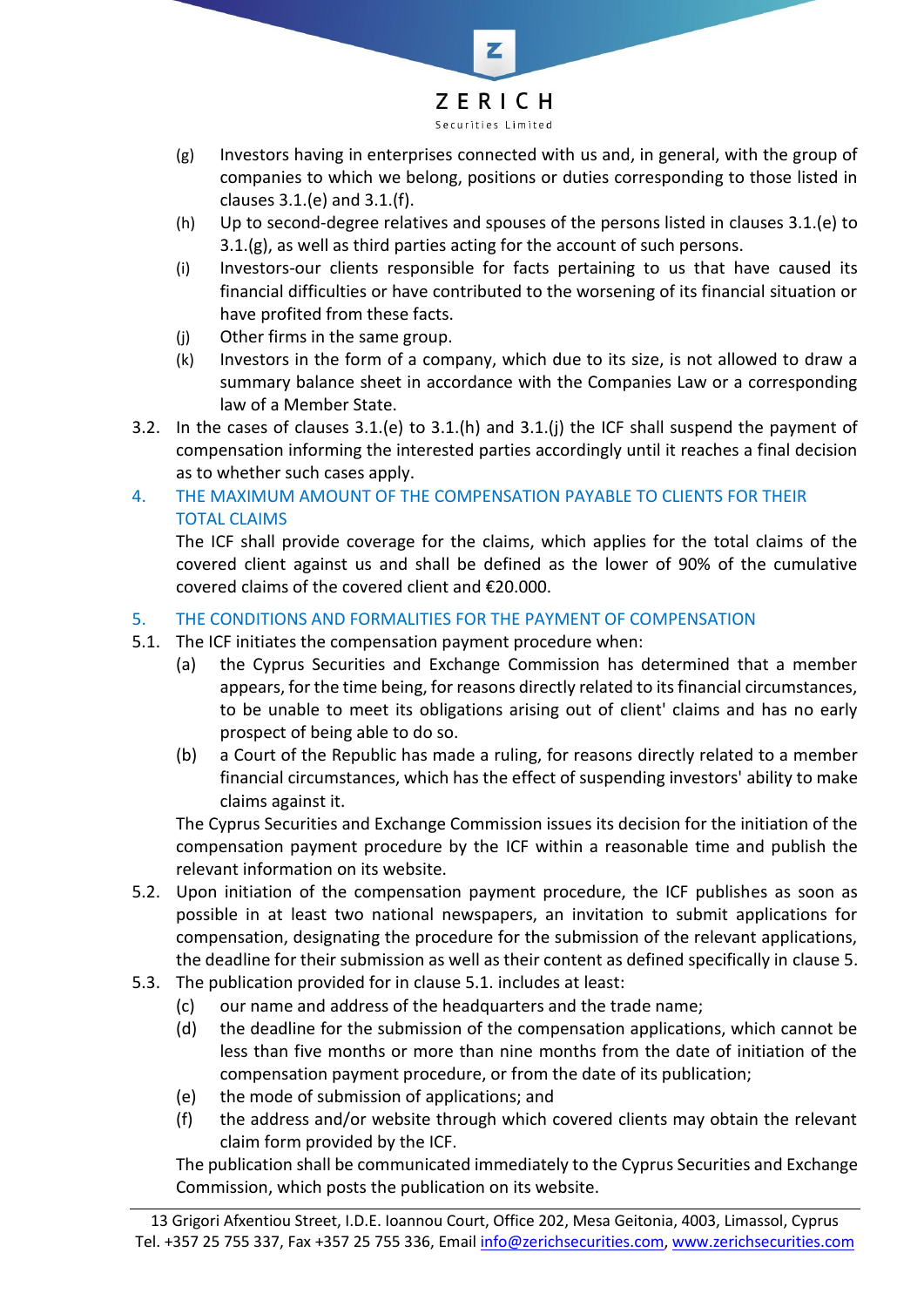(g) Investors having in enterprises connected with us and, in general, with the group of companies to which we belong, positions or duties corresponding to those listed in clauses 3.1.(e) and 3.1.(f).

(h) Up to second-degree relatives and spouses of the persons listed in clauses 3.1.(e) to 3.1.(g), as well as third parties acting for the account of such persons.

(i) Investors-our clients responsible for facts pertaining to us that have caused its financial difficulties or have contributed to the worsening of its financial situation or have profited from these facts.

(j) Other firms in the same group.

(k) Investors in the form of a company, which due to its size, is not allowed to draw a summary balance sheet in accordance with the Companies Law or a corresponding law of a Member State.

3.2. In the cases of clauses 3.1.(e) to 3.1.(h) and 3.1.(j) the ICF shall suspend the payment of compensation informing the interested parties accordingly until it reaches a final decision as to whether such cases apply.

## 4. THE MAXIMUM AMOUNT OF THE COMPENSATION PAYABLE TO CLIENTS FOR THEIR TOTAL CLAIMS

The ICF shall provide coverage for the claims, which applies for the total claims of the covered client against us and shall be defined as the lower of 90% of the cumulative covered claims of the covered client and €20.000.

## 5. THE CONDITIONS AND FORMALITIES FOR THE PAYMENT OF COMPENSATION

5.1. The ICF initiates the compensation payment procedure when:

(a) the Cyprus Securities and Exchange Commission has determined that a member appears, for the time being, for reasons directly related to its financial circumstances, to be unable to meet its obligations arising out of client' claims and has no early prospect of being able to do so.

(b) a Court of the Republic has made a ruling, for reasons directly related to a member financial circumstances, which has the effect of suspending investors' ability to make claims against it.

The Cyprus Securities and Exchange Commission issues its decision for the initiation of the compensation payment procedure by the ICF within a reasonable time and publish the relevant information on its website.

5.2. Upon initiation of the compensation payment procedure, the ICF publishes as soon as possible in at least two national newspapers, an invitation to submit applications for compensation, designating the procedure for the submission of the relevant applications, the deadline for their submission as well as their content as defined specifically in clause 5.

5.3. The publication provided for in clause 5.1. includes at least:

(c) our name and address of the headquarters and the trade name;

(d) the deadline for the submission of the compensation applications, which cannot be less than five months or more than nine months from the date of initiation of the compensation payment procedure, or from the date of its publication;

(e) the mode of submission of applications; and

(f) the address and/or website through which covered clients may obtain the relevant claim form provided by the ICF.

The publication shall be communicated immediately to the Cyprus Securities and Exchange Commission, which posts the publication on its website.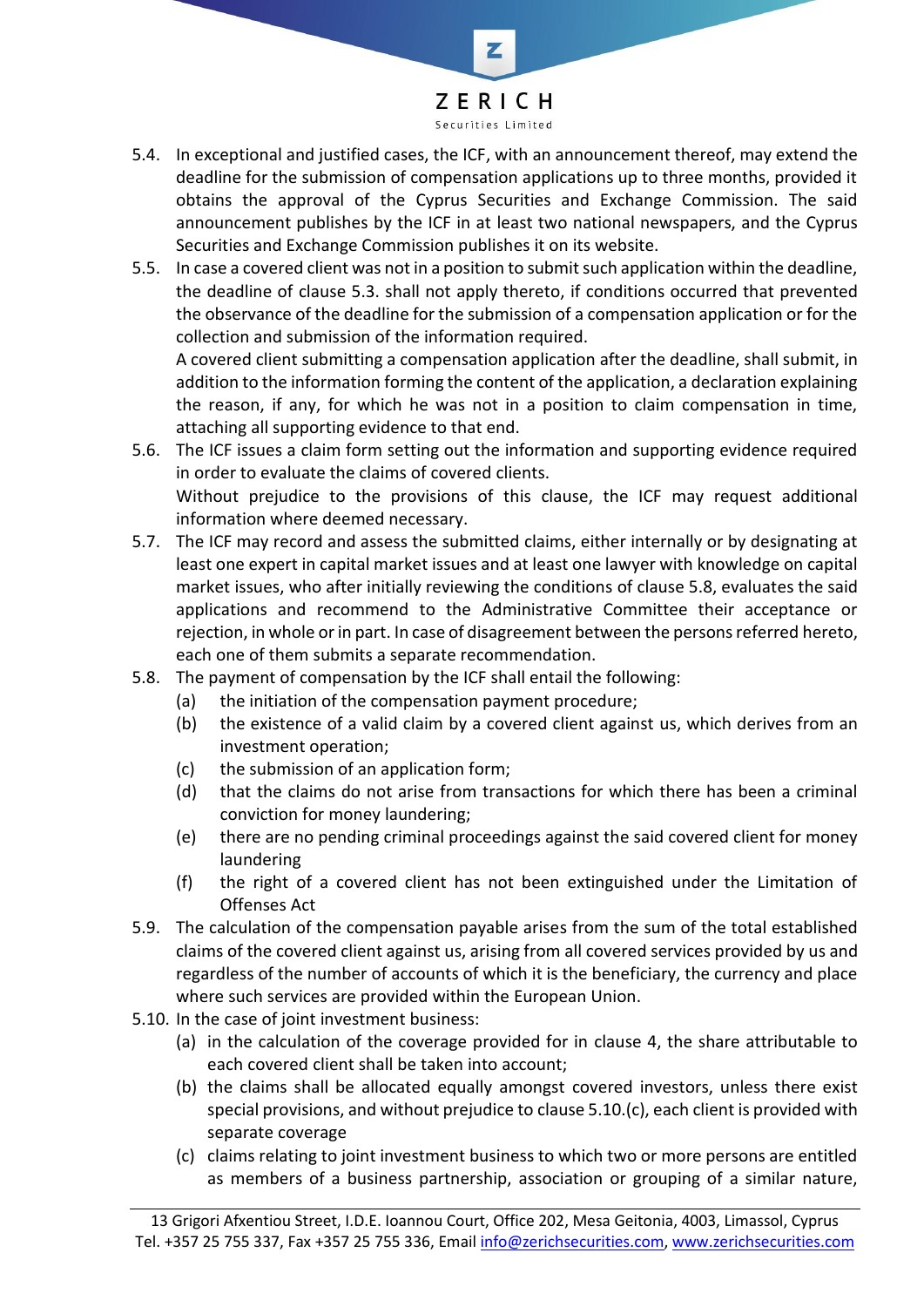5.4. In exceptional and justified cases, the ICF, with an announcement thereof, may extend the deadline for the submission of compensation applications up to three months, provided it obtains the approval of the Cyprus Securities and Exchange Commission. The said announcement publishes by the ICF in at least two national newspapers, and the Cyprus Securities and Exchange Commission publishes it on its website.

5.5. In case a covered client was not in a position to submit such application within the deadline, the deadline of clause 5.3. shall not apply thereto, if conditions occurred that prevented the observance of the deadline for the submission of a compensation application or for the collection and submission of the information required.

A covered client submitting a compensation application after the deadline, shall submit, in addition to the information forming the content of the application, a declaration explaining the reason, if any, for which he was not in a position to claim compensation in time, attaching all supporting evidence to that end.

5.6. The ICF issues a claim form setting out the information and supporting evidence required in order to evaluate the claims of covered clients.

Without prejudice to the provisions of this clause, the ICF may request additional information where deemed necessary.

5.7. The ICF may record and assess the submitted claims, either internally or by designating at least one expert in capital market issues and at least one lawyer with knowledge on capital market issues, who after initially reviewing the conditions of clause 5.8, evaluates the said applications and recommend to the Administrative Committee their acceptance or rejection, in whole or in part. In case of disagreement between the persons referred hereto, each one of them submits a separate recommendation.

5.8. The payment of compensation by the ICF shall entail the following:

(a) the initiation of the compensation payment procedure;

(b) the existence of a valid claim by a covered client against us, which derives from an investment operation;

(c) the submission of an application form;

(d) that the claims do not arise from transactions for which there has been a criminal conviction for money laundering;

(e) there are no pending criminal proceedings against the said covered client for money laundering

(f) the right of a covered client has not been extinguished under the Limitation of Offenses Act

5.9. The calculation of the compensation payable arises from the sum of the total established claims of the covered client against us, arising from all covered services provided by us and regardless of the number of accounts of which it is the beneficiary, the currency and place where such services are provided within the European Union.

5.10. In the case of joint investment business:

(a) in the calculation of the coverage provided for in clause 4, the share attributable to each covered client shall be taken into account;

(b) the claims shall be allocated equally amongst covered investors, unless there exist special provisions, and without prejudice to clause 5.10.(c), each client is provided with separate coverage

(c) claims relating to joint investment business to which two or more persons are entitled as members of a business partnership, association or grouping of a similar nature,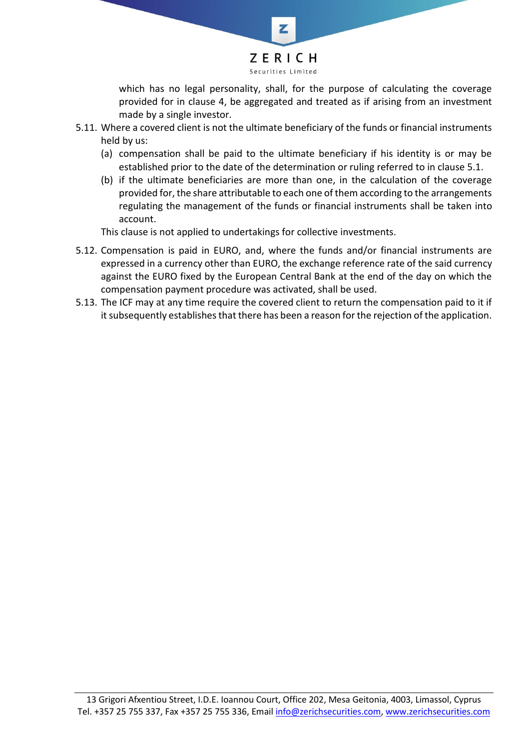which has no legal personality, shall, for the purpose of calculating the coverage provided for in clause 4, be aggregated and treated as if arising from an investment made by a single investor.

5.11. Where a covered client is not the ultimate beneficiary of the funds or financial instruments held by us:

(a) compensation shall be paid to the ultimate beneficiary if his identity is or may be established prior to the date of the determination or ruling referred to in clause 5.1.

(b) if the ultimate beneficiaries are more than one, in the calculation of the coverage provided for, the share attributable to each one of them according to the arrangements regulating the management of the funds or financial instruments shall be taken into account.

This clause is not applied to undertakings for collective investments.

5.12. Compensation is paid in EURO, and, where the funds and/or financial instruments are expressed in a currency other than EURO, the exchange reference rate of the said currency against the EURO fixed by the European Central Bank at the end of the day on which the compensation payment procedure was activated, shall be used.

5.13. The ICF may at any time require the covered client to return the compensation paid to it if it subsequently establishes that there has been a reason for the rejection of the application.